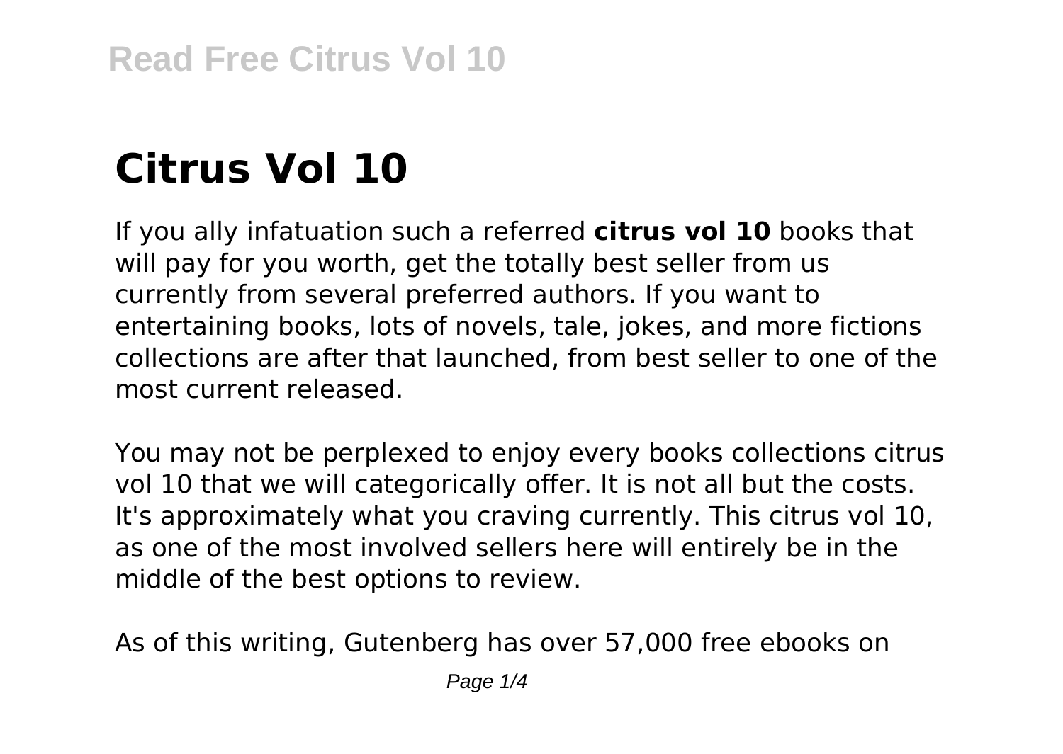# Citrus Vol 10

If you ally infatuation such a referred **citrus vol 10** books that will pay for you worth, get the totally best seller from us currently from several preferred authors. If you want to entertaining books, lots of novels, tale, jokes, and more fictions collections are after that launched, from best seller to one of the most current released.

You may not be perplexed to enjoy every books collections citrus vol 10 that we will categorically offer. It is not all but the costs. It's approximately what you craving currently. This citrus vol 10, as one of the most involved sellers here will entirely be in the middle of the best options to review.

As of this writing, Gutenberg has over 57,000 free ebooks on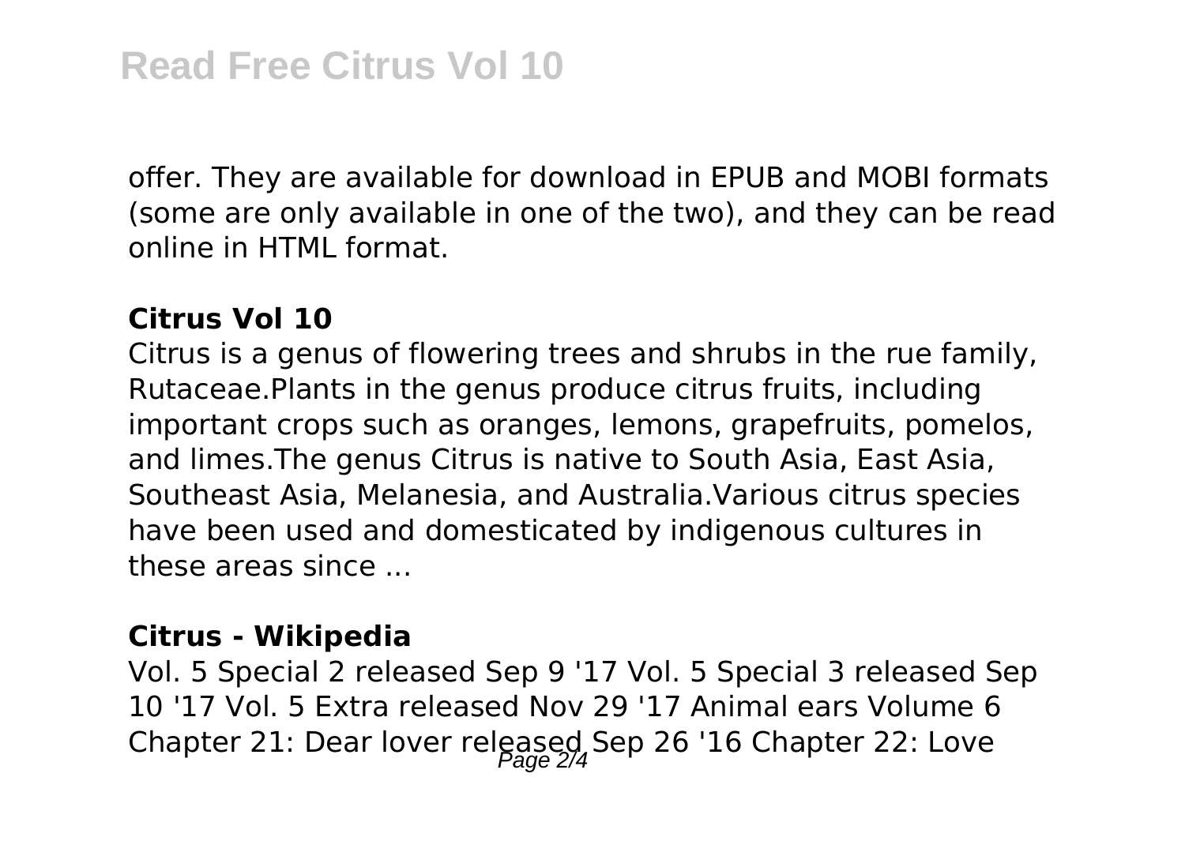offer. They are available for download in EPUB and MOBI formats (some are only available in one of the two), and they can be read online in HTML format.

**Citrus Vol 10**

Citrus is a genus of flowering trees and shrubs in the rue family, Rutaceae.Plants in the genus produce citrus fruits, including important crops such as oranges, lemons, grapefruits, pomelos, and limes.The genus Citrus is native to South Asia, East Asia, Southeast Asia, Melanesia, and Australia.Various citrus species have been used and domesticated by indigenous cultures in these areas since ...

**Citrus - Wikipedia**

Vol. 5 Special 2 released Sep 9 '17 Vol. 5 Special 3 released Sep 10 '17 Vol. 5 Extra released Nov 29 '17 Animal ears Volume 6 Chapter 21: Dear lover released Sep 26 '16 Chapter 22: Love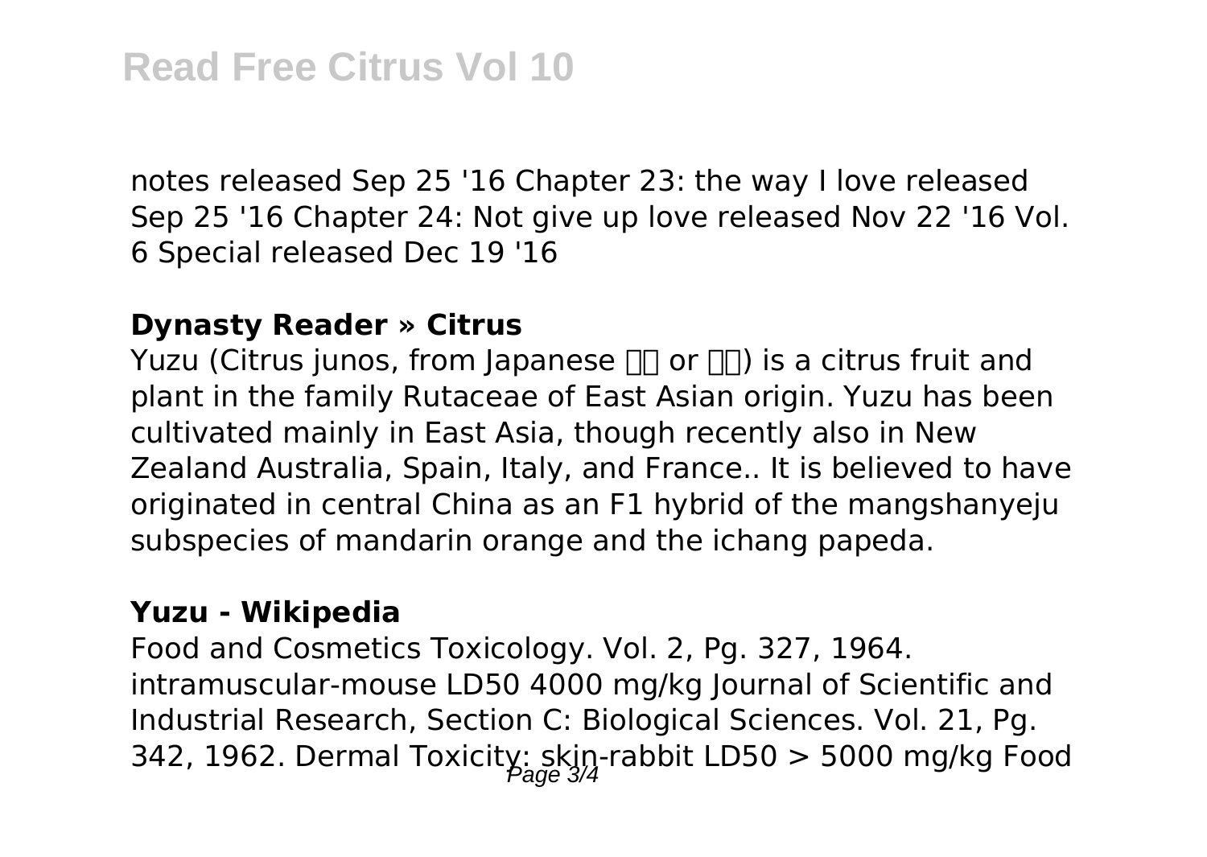notes released Sep 25 '16 Chapter 23: the way I love released Sep 25 '16 Chapter 24: Not give up love released Nov 22 '16 Vol. 6 Special released Dec 19 '16

**Dynasty Reader » Citrus**

Yuzu (Citrus junos, from Japanese □□ or □□) is a citrus fruit and plant in the family Rutaceae of East Asian origin. Yuzu has been cultivated mainly in East Asia, though recently also in New Zealand Australia, Spain, Italy, and France.. It is believed to have originated in central China as an F1 hybrid of the mangshanyeju subspecies of mandarin orange and the ichang papeda.

**Yuzu - Wikipedia**

Food and Cosmetics Toxicology. Vol. 2, Pg. 327, 1964. intramuscular-mouse LD50 4000 mg/kg Journal of Scientific and Industrial Research, Section C: Biological Sciences. Vol. 21, Pg. 342, 1962. Dermal Toxicity: skin-rabbit LD50 > 5000 mg/kg Food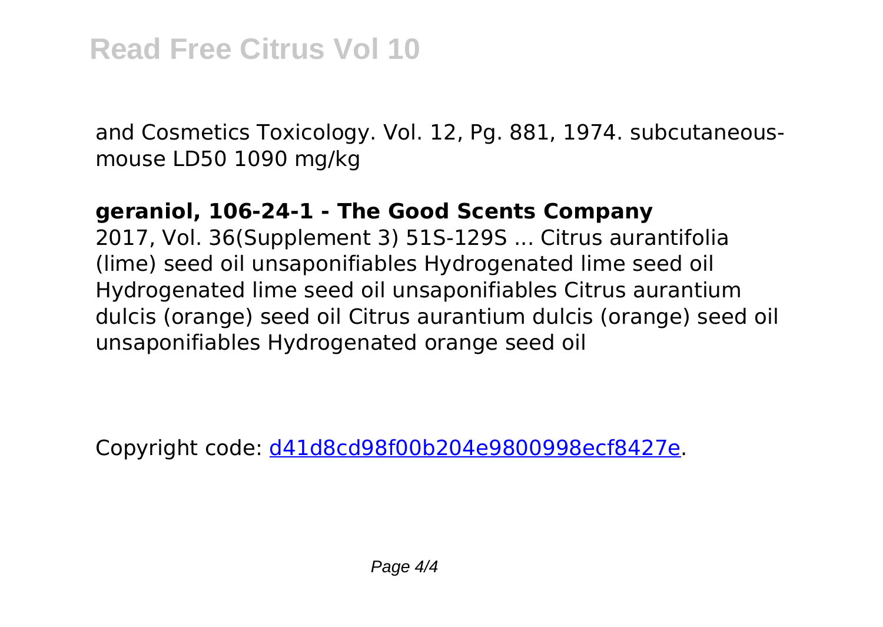and Cosmetics Toxicology. Vol. 12, Pg. 881, 1974. subcutaneous-mouse LD50 1090 mg/kg

**geraniol, 106-24-1 - The Good Scents Company**

2017, Vol. 36(Supplement 3) 51S-129S ... Citrus aurantifolia (lime) seed oil unsaponifiables Hydrogenated lime seed oil Hydrogenated lime seed oil unsaponifiables Citrus aurantium dulcis (orange) seed oil Citrus aurantium dulcis (orange) seed oil unsaponifiables Hydrogenated orange seed oil

Copyright code: d41d8cd98f00b204e9800998ecf8427e.